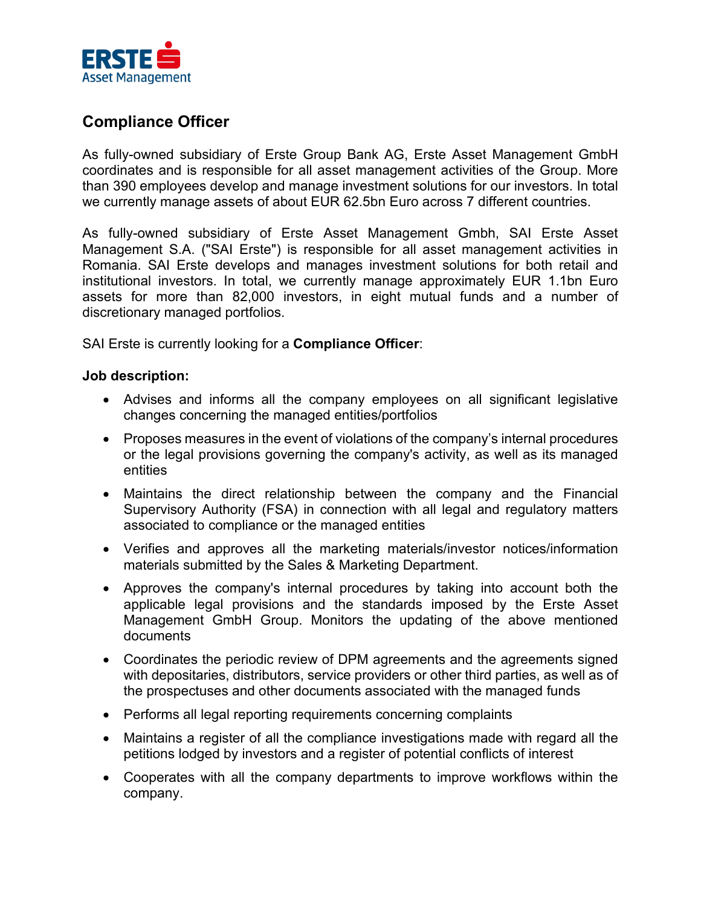# Compliance Officer

As fully-owned subsidiary of Erste Group Bank AG, Erste Asset Management GmbH coordinates and is responsible for all asset management activities of the Group. More than 390 employees develop and manage investment solutions for our investors. In total we currently manage assets of about EUR 62.5bn Euro across 7 different countries.

As fully-owned subsidiary of Erste Asset Management Gmbh, SAI Erste Asset Management S.A. ("SAI Erste") is responsible for all asset management activities in Romania. SAI Erste develops and manages investment solutions for both retail and institutional investors. In total, we currently manage approximately EUR 1.1bn Euro assets for more than 82,000 investors, in eight mutual funds and a number of discretionary managed portfolios.

SAI Erste is currently looking for a **Compliance Officer**:

**Job description:**

- Advises and informs all the company employees on all significant legislative changes concerning the managed entities/portfolios
- Proposes measures in the event of violations of the company's internal procedures or the legal provisions governing the company's activity, as well as its managed entities
- Maintains the direct relationship between the company and the Financial Supervisory Authority (FSA) in connection with all legal and regulatory matters associated to compliance or the managed entities
- Verifies and approves all the marketing materials/investor notices/information materials submitted by the Sales & Marketing Department.
- Approves the company's internal procedures by taking into account both the applicable legal provisions and the standards imposed by the Erste Asset Management GmbH Group. Monitors the updating of the above mentioned documents
- Coordinates the periodic review of DPM agreements and the agreements signed with depositaries, distributors, service providers or other third parties, as well as of the prospectuses and other documents associated with the managed funds
- Performs all legal reporting requirements concerning complaints
- Maintains a register of all the compliance investigations made with regard all the petitions lodged by investors and a register of potential conflicts of interest
- Cooperates with all the company departments to improve workflows within the company.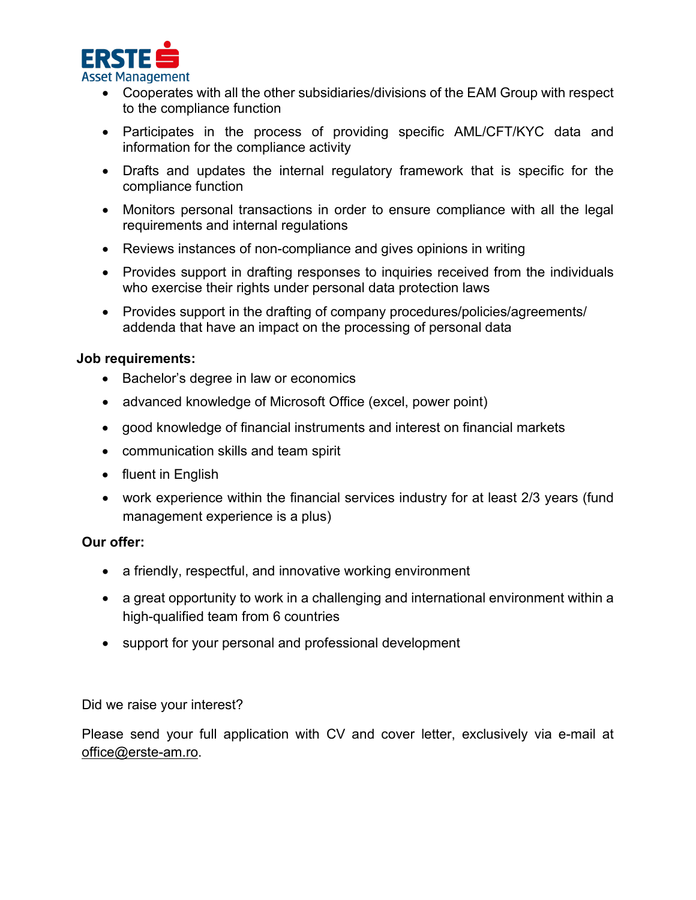- Cooperates with all the other subsidiaries/divisions of the EAM Group with respect to the compliance function
- Participates in the process of providing specific AML/CFT/KYC data and information for the compliance activity
- Drafts and updates the internal regulatory framework that is specific for the compliance function
- Monitors personal transactions in order to ensure compliance with all the legal requirements and internal regulations
- Reviews instances of non-compliance and gives opinions in writing
- Provides support in drafting responses to inquiries received from the individuals who exercise their rights under personal data protection laws
- Provides support in the drafting of company procedures/policies/agreements/ addenda that have an impact on the processing of personal data

**Job requirements:**

- Bachelor's degree in law or economics
- advanced knowledge of Microsoft Office (excel, power point)
- good knowledge of financial instruments and interest on financial markets
- communication skills and team spirit
- fluent in English
- work experience within the financial services industry for at least 2/3 years (fund management experience is a plus)

**Our offer:**

- a friendly, respectful, and innovative working environment
- a great opportunity to work in a challenging and international environment within a high-qualified team from 6 countries
- support for your personal and professional development

Did we raise your interest?

Please send your full application with CV and cover letter, exclusively via e-mail at office@erste-am.ro.